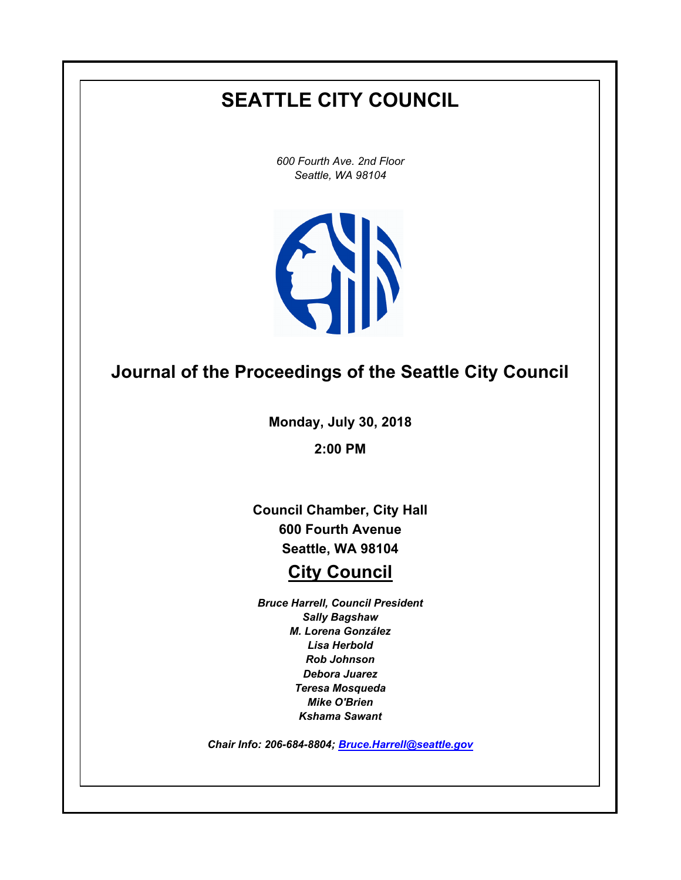# SEATTLE CITY COUNCIL

*600 Fourth Ave. 2nd Floor*
*Seattle, WA 98104*

## Journal of the Proceedings of the Seattle City Council

**Monday, July 30, 2018**

**2:00 PM**

**Council Chamber, City Hall**
**600 Fourth Avenue**
**Seattle, WA 98104**

## City Council

***Bruce Harrell, Council President***
***Sally Bagshaw***
***M. Lorena González***
***Lisa Herbold***
***Rob Johnson***
***Debora Juarez***
***Teresa Mosqueda***
***Mike O'Brien***
***Kshama Sawant***

***Chair Info: 206-684-8804; Bruce.Harrell@seattle.gov***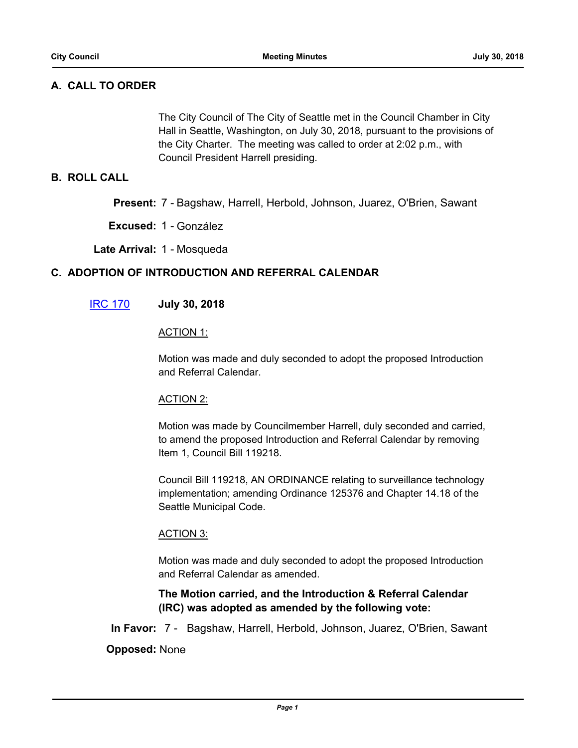## A. CALL TO ORDER

The City Council of The City of Seattle met in the Council Chamber in City Hall in Seattle, Washington, on July 30, 2018, pursuant to the provisions of the City Charter. The meeting was called to order at 2:02 p.m., with Council President Harrell presiding.

## B. ROLL CALL

**Present:** 7 - Bagshaw, Harrell, Herbold, Johnson, Juarez, O'Brien, Sawant

**Excused:** 1 - González

**Late Arrival:** 1 - Mosqueda

## C. ADOPTION OF INTRODUCTION AND REFERRAL CALENDAR

IRC 170 **July 30, 2018**

ACTION 1:

Motion was made and duly seconded to adopt the proposed Introduction and Referral Calendar.

ACTION 2:

Motion was made by Councilmember Harrell, duly seconded and carried, to amend the proposed Introduction and Referral Calendar by removing Item 1, Council Bill 119218.

Council Bill 119218, AN ORDINANCE relating to surveillance technology implementation; amending Ordinance 125376 and Chapter 14.18 of the Seattle Municipal Code.

ACTION 3:

Motion was made and duly seconded to adopt the proposed Introduction and Referral Calendar as amended.

**The Motion carried, and the Introduction & Referral Calendar (IRC) was adopted as amended by the following vote:**

**In Favor:** 7 - Bagshaw, Harrell, Herbold, Johnson, Juarez, O'Brien, Sawant

**Opposed:** None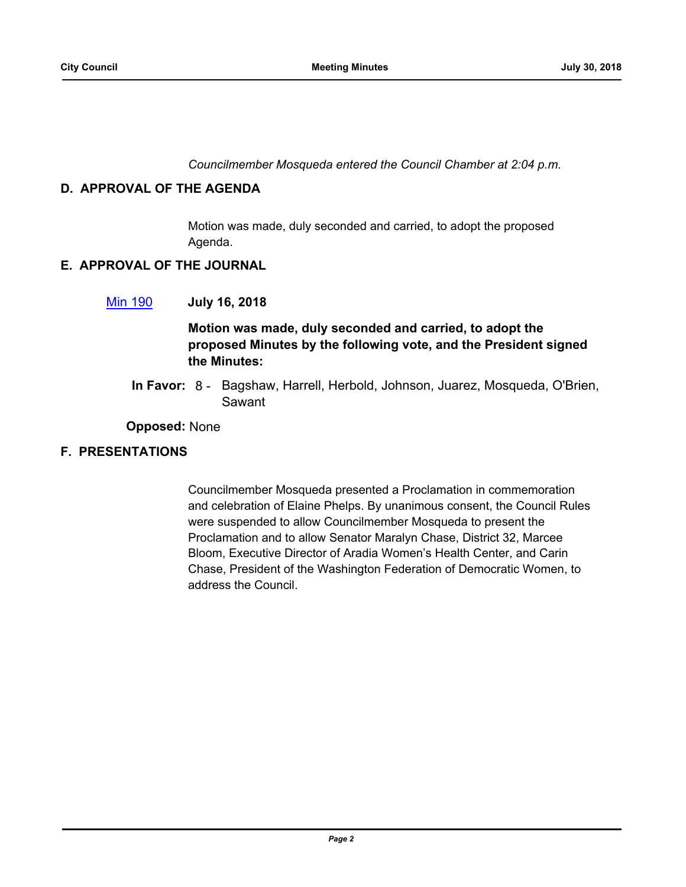*Councilmember Mosqueda entered the Council Chamber at 2:04 p.m.*

## D. APPROVAL OF THE AGENDA

Motion was made, duly seconded and carried, to adopt the proposed Agenda.

## E. APPROVAL OF THE JOURNAL

Min 190 **July 16, 2018**

**Motion was made, duly seconded and carried, to adopt the proposed Minutes by the following vote, and the President signed the Minutes:**

**In Favor:** 8 - Bagshaw, Harrell, Herbold, Johnson, Juarez, Mosqueda, O'Brien, Sawant

**Opposed:** None

## F. PRESENTATIONS

Councilmember Mosqueda presented a Proclamation in commemoration and celebration of Elaine Phelps. By unanimous consent, the Council Rules were suspended to allow Councilmember Mosqueda to present the Proclamation and to allow Senator Maralyn Chase, District 32, Marcee Bloom, Executive Director of Aradia Women's Health Center, and Carin Chase, President of the Washington Federation of Democratic Women, to address the Council.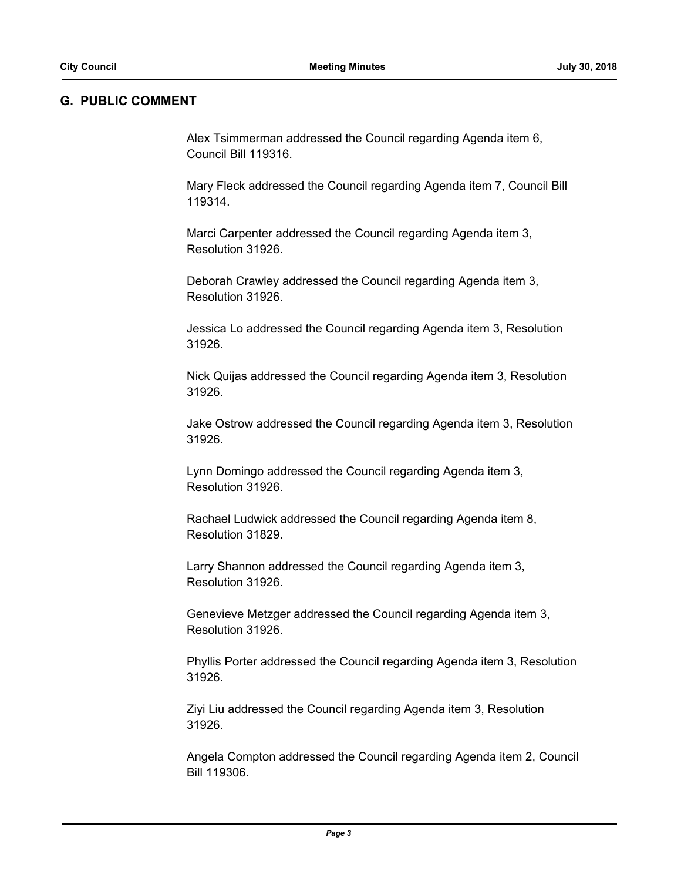## G. PUBLIC COMMENT

Alex Tsimmerman addressed the Council regarding Agenda item 6, Council Bill 119316.

Mary Fleck addressed the Council regarding Agenda item 7, Council Bill 119314.

Marci Carpenter addressed the Council regarding Agenda item 3, Resolution 31926.

Deborah Crawley addressed the Council regarding Agenda item 3, Resolution 31926.

Jessica Lo addressed the Council regarding Agenda item 3, Resolution 31926.

Nick Quijas addressed the Council regarding Agenda item 3, Resolution 31926.

Jake Ostrow addressed the Council regarding Agenda item 3, Resolution 31926.

Lynn Domingo addressed the Council regarding Agenda item 3, Resolution 31926.

Rachael Ludwick addressed the Council regarding Agenda item 8, Resolution 31829.

Larry Shannon addressed the Council regarding Agenda item 3, Resolution 31926.

Genevieve Metzger addressed the Council regarding Agenda item 3, Resolution 31926.

Phyllis Porter addressed the Council regarding Agenda item 3, Resolution 31926.

Ziyi Liu addressed the Council regarding Agenda item 3, Resolution 31926.

Angela Compton addressed the Council regarding Agenda item 2, Council Bill 119306.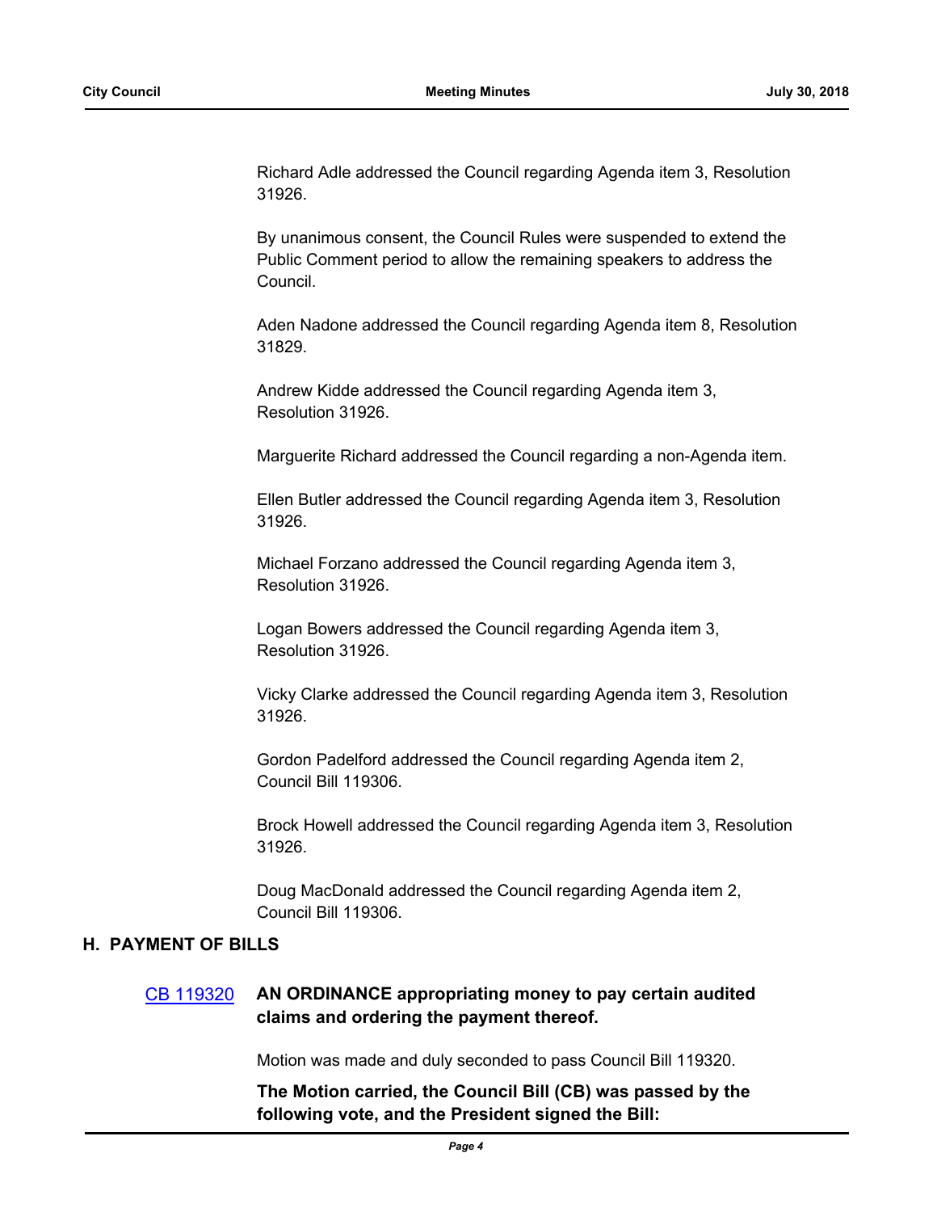Richard Adle addressed the Council regarding Agenda item 3, Resolution 31926.

By unanimous consent, the Council Rules were suspended to extend the Public Comment period to allow the remaining speakers to address the Council.

Aden Nadone addressed the Council regarding Agenda item 8, Resolution 31829.

Andrew Kidde addressed the Council regarding Agenda item 3, Resolution 31926.

Marguerite Richard addressed the Council regarding a non-Agenda item.

Ellen Butler addressed the Council regarding Agenda item 3, Resolution 31926.

Michael Forzano addressed the Council regarding Agenda item 3, Resolution 31926.

Logan Bowers addressed the Council regarding Agenda item 3, Resolution 31926.

Vicky Clarke addressed the Council regarding Agenda item 3, Resolution 31926.

Gordon Padelford addressed the Council regarding Agenda item 2, Council Bill 119306.

Brock Howell addressed the Council regarding Agenda item 3, Resolution 31926.

Doug MacDonald addressed the Council regarding Agenda item 2, Council Bill 119306.

## H. PAYMENT OF BILLS

CB 119320 **AN ORDINANCE appropriating money to pay certain audited claims and ordering the payment thereof.**

Motion was made and duly seconded to pass Council Bill 119320.

**The Motion carried, the Council Bill (CB) was passed by the following vote, and the President signed the Bill:**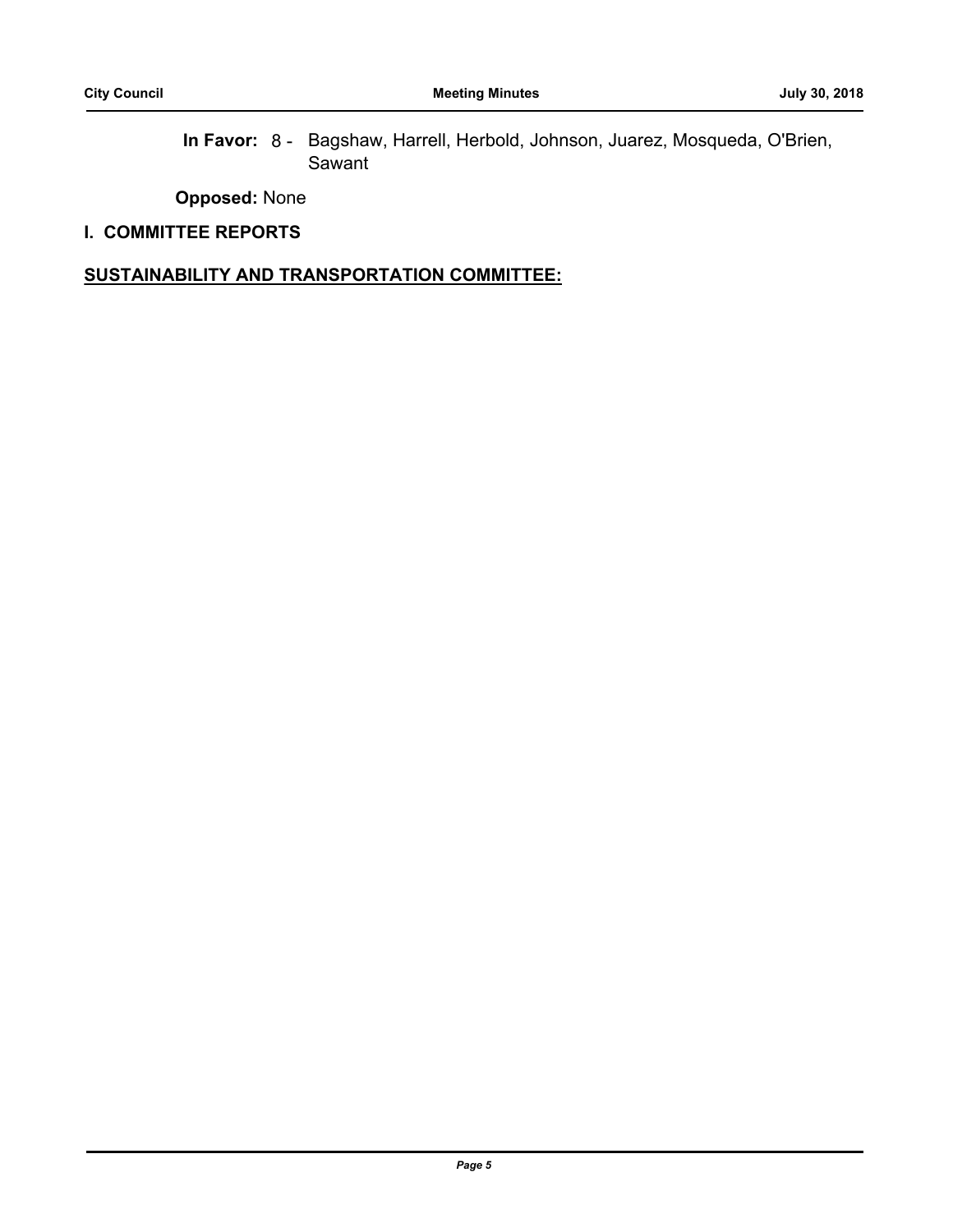**In Favor:** 8 - Bagshaw, Harrell, Herbold, Johnson, Juarez, Mosqueda, O'Brien, Sawant

**Opposed:** None

## I. COMMITTEE REPORTS

### SUSTAINABILITY AND TRANSPORTATION COMMITTEE: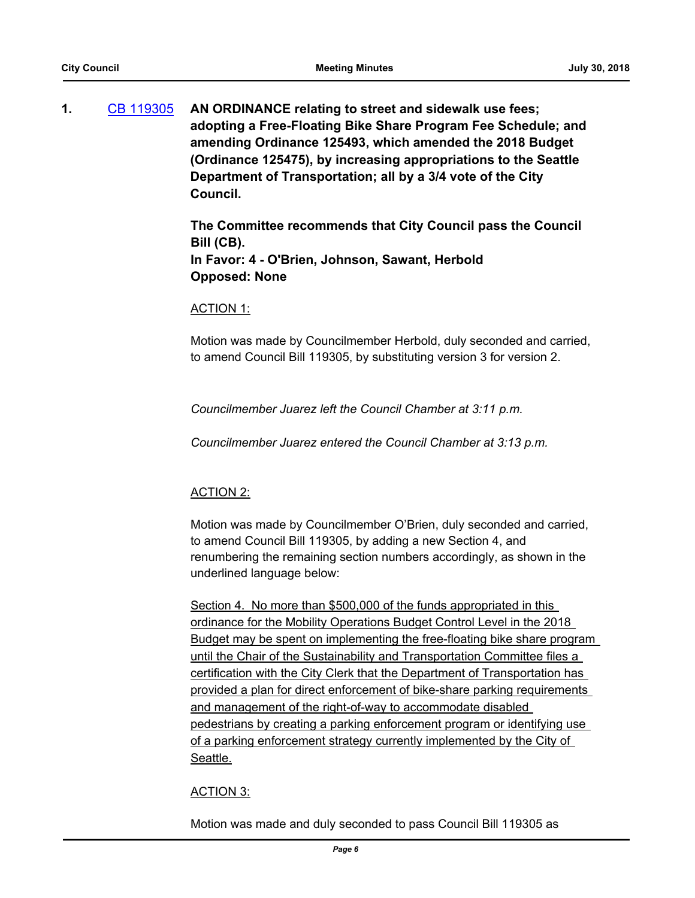**1.** CB 119305 **AN ORDINANCE relating to street and sidewalk use fees; adopting a Free-Floating Bike Share Program Fee Schedule; and amending Ordinance 125493, which amended the 2018 Budget (Ordinance 125475), by increasing appropriations to the Seattle Department of Transportation; all by a 3/4 vote of the City Council.**

**The Committee recommends that City Council pass the Council Bill (CB).**
**In Favor: 4 - O'Brien, Johnson, Sawant, Herbold**
**Opposed: None**

<u>ACTION 1:</u>

Motion was made by Councilmember Herbold, duly seconded and carried, to amend Council Bill 119305, by substituting version 3 for version 2.

*Councilmember Juarez left the Council Chamber at 3:11 p.m.*

*Councilmember Juarez entered the Council Chamber at 3:13 p.m.*

<u>ACTION 2:</u>

Motion was made by Councilmember O'Brien, duly seconded and carried, to amend Council Bill 119305, by adding a new Section 4, and renumbering the remaining section numbers accordingly, as shown in the underlined language below:

<u>Section 4. No more than $500,000 of the funds appropriated in this ordinance for the Mobility Operations Budget Control Level in the 2018 Budget may be spent on implementing the free-floating bike share program until the Chair of the Sustainability and Transportation Committee files a certification with the City Clerk that the Department of Transportation has provided a plan for direct enforcement of bike-share parking requirements and management of the right-of-way to accommodate disabled pedestrians by creating a parking enforcement program or identifying use of a parking enforcement strategy currently implemented by the City of Seattle.</u>

<u>ACTION 3:</u>

Motion was made and duly seconded to pass Council Bill 119305 as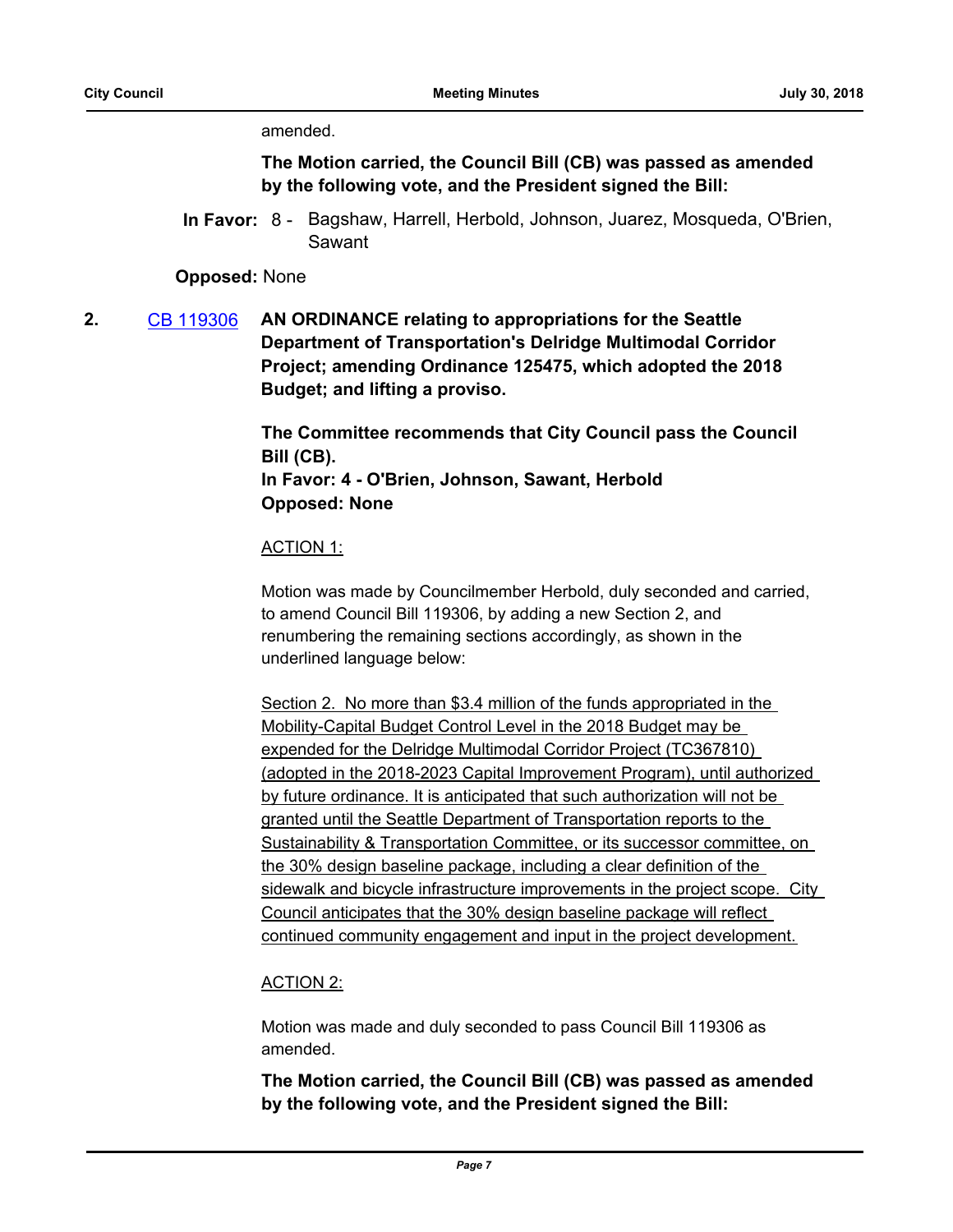amended.

**The Motion carried, the Council Bill (CB) was passed as amended by the following vote, and the President signed the Bill:**

**In Favor:** 8 - Bagshaw, Harrell, Herbold, Johnson, Juarez, Mosqueda, O'Brien, Sawant

**Opposed:** None

**2.** CB 119306 **AN ORDINANCE relating to appropriations for the Seattle Department of Transportation's Delridge Multimodal Corridor Project; amending Ordinance 125475, which adopted the 2018 Budget; and lifting a proviso.**

**The Committee recommends that City Council pass the Council Bill (CB).**
**In Favor: 4 - O'Brien, Johnson, Sawant, Herbold**
**Opposed: None**

ACTION 1:

Motion was made by Councilmember Herbold, duly seconded and carried, to amend Council Bill 119306, by adding a new Section 2, and renumbering the remaining sections accordingly, as shown in the underlined language below:

<u>Section 2. No more than $3.4 million of the funds appropriated in the Mobility-Capital Budget Control Level in the 2018 Budget may be expended for the Delridge Multimodal Corridor Project (TC367810) (adopted in the 2018-2023 Capital Improvement Program), until authorized by future ordinance. It is anticipated that such authorization will not be granted until the Seattle Department of Transportation reports to the Sustainability & Transportation Committee, or its successor committee, on the 30% design baseline package, including a clear definition of the sidewalk and bicycle infrastructure improvements in the project scope. City Council anticipates that the 30% design baseline package will reflect continued community engagement and input in the project development.</u>

ACTION 2:

Motion was made and duly seconded to pass Council Bill 119306 as amended.

**The Motion carried, the Council Bill (CB) was passed as amended by the following vote, and the President signed the Bill:**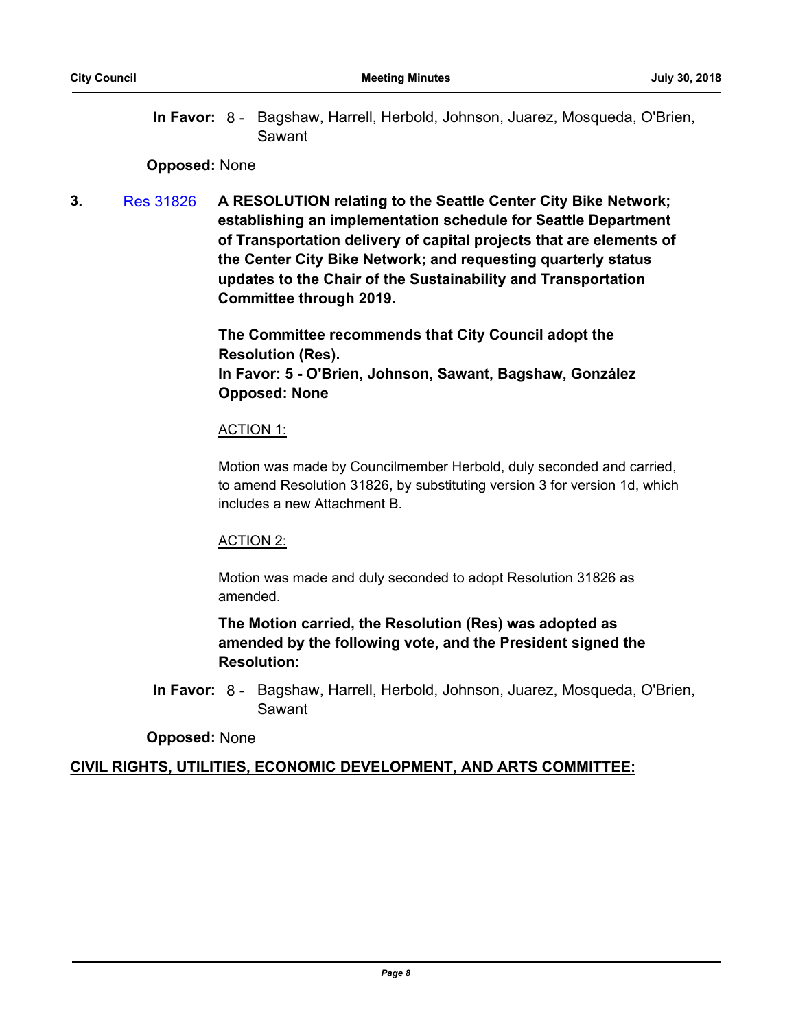**In Favor:** 8 - Bagshaw, Harrell, Herbold, Johnson, Juarez, Mosqueda, O'Brien, Sawant

**Opposed:** None

**3.** [Res 31826](Res 31826) **A RESOLUTION relating to the Seattle Center City Bike Network; establishing an implementation schedule for Seattle Department of Transportation delivery of capital projects that are elements of the Center City Bike Network; and requesting quarterly status updates to the Chair of the Sustainability and Transportation Committee through 2019.**

**The Committee recommends that City Council adopt the Resolution (Res).**
**In Favor: 5 - O'Brien, Johnson, Sawant, Bagshaw, González**
**Opposed: None**

ACTION 1:

Motion was made by Councilmember Herbold, duly seconded and carried, to amend Resolution 31826, by substituting version 3 for version 1d, which includes a new Attachment B.

ACTION 2:

Motion was made and duly seconded to adopt Resolution 31826 as amended.

**The Motion carried, the Resolution (Res) was adopted as amended by the following vote, and the President signed the Resolution:**

**In Favor:** 8 - Bagshaw, Harrell, Herbold, Johnson, Juarez, Mosqueda, O'Brien, Sawant

**Opposed:** None

## CIVIL RIGHTS, UTILITIES, ECONOMIC DEVELOPMENT, AND ARTS COMMITTEE: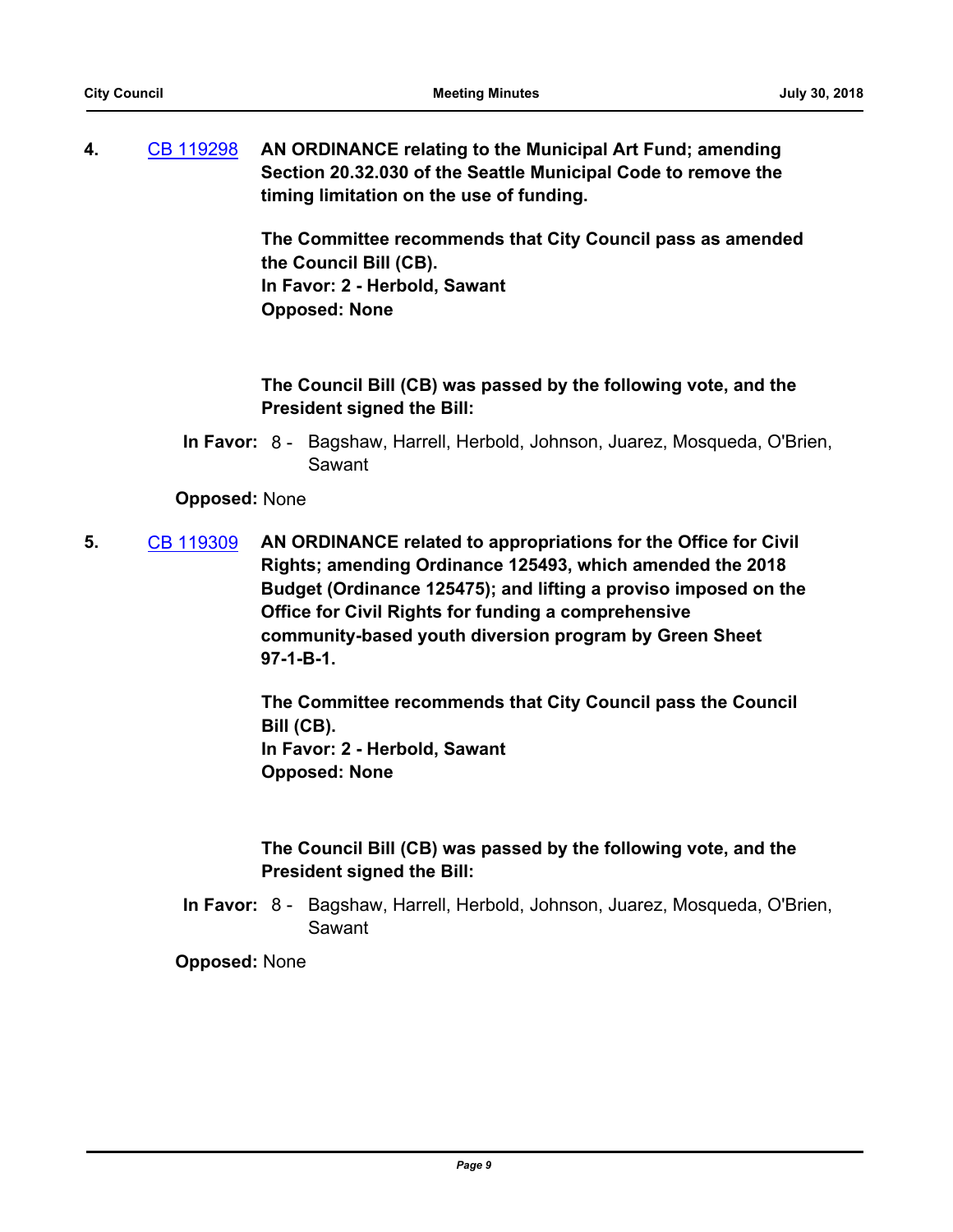**4.** CB 119298 **AN ORDINANCE relating to the Municipal Art Fund; amending Section 20.32.030 of the Seattle Municipal Code to remove the timing limitation on the use of funding.**

**The Committee recommends that City Council pass as amended the Council Bill (CB).**
**In Favor: 2 - Herbold, Sawant**
**Opposed: None**

**The Council Bill (CB) was passed by the following vote, and the President signed the Bill:**

**In Favor:** 8 - Bagshaw, Harrell, Herbold, Johnson, Juarez, Mosqueda, O'Brien, Sawant

**Opposed:** None

**5.** CB 119309 **AN ORDINANCE related to appropriations for the Office for Civil Rights; amending Ordinance 125493, which amended the 2018 Budget (Ordinance 125475); and lifting a proviso imposed on the Office for Civil Rights for funding a comprehensive community-based youth diversion program by Green Sheet 97-1-B-1.**

**The Committee recommends that City Council pass the Council Bill (CB).**
**In Favor: 2 - Herbold, Sawant**
**Opposed: None**

**The Council Bill (CB) was passed by the following vote, and the President signed the Bill:**

**In Favor:** 8 - Bagshaw, Harrell, Herbold, Johnson, Juarez, Mosqueda, O'Brien, Sawant

**Opposed:** None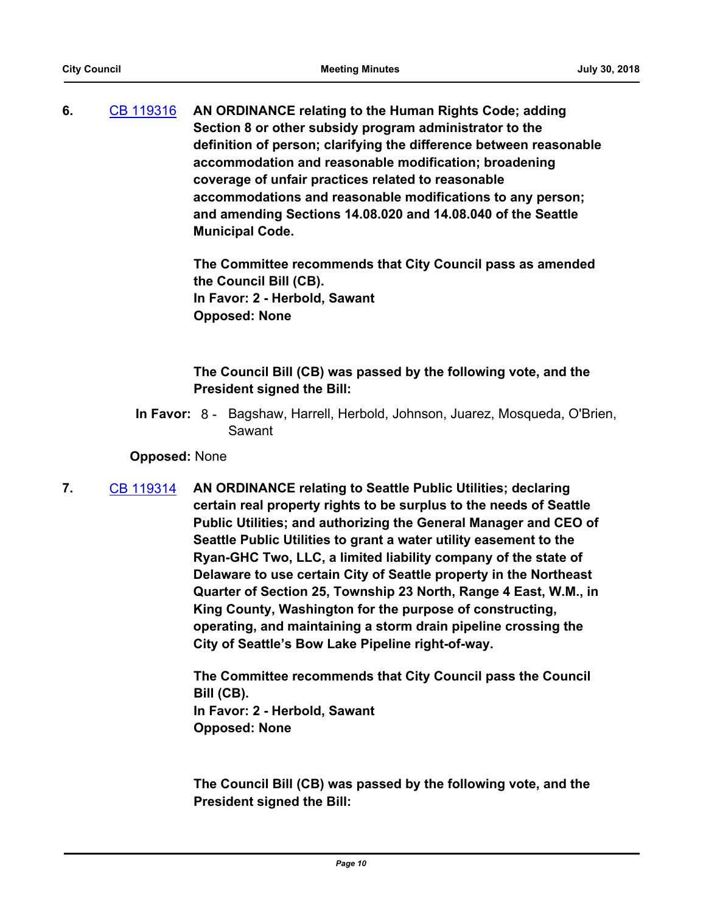**6.** [CB 119316](CB 119316) **AN ORDINANCE relating to the Human Rights Code; adding Section 8 or other subsidy program administrator to the definition of person; clarifying the difference between reasonable accommodation and reasonable modification; broadening coverage of unfair practices related to reasonable accommodations and reasonable modifications to any person; and amending Sections 14.08.020 and 14.08.040 of the Seattle Municipal Code.**

**The Committee recommends that City Council pass as amended the Council Bill (CB).**
**In Favor: 2 - Herbold, Sawant**
**Opposed: None**

**The Council Bill (CB) was passed by the following vote, and the President signed the Bill:**

**In Favor:** 8 - Bagshaw, Harrell, Herbold, Johnson, Juarez, Mosqueda, O'Brien, Sawant

**Opposed:** None

**7.** [CB 119314](CB 119314) **AN ORDINANCE relating to Seattle Public Utilities; declaring certain real property rights to be surplus to the needs of Seattle Public Utilities; and authorizing the General Manager and CEO of Seattle Public Utilities to grant a water utility easement to the Ryan-GHC Two, LLC, a limited liability company of the state of Delaware to use certain City of Seattle property in the Northeast Quarter of Section 25, Township 23 North, Range 4 East, W.M., in King County, Washington for the purpose of constructing, operating, and maintaining a storm drain pipeline crossing the City of Seattle's Bow Lake Pipeline right-of-way.**

**The Committee recommends that City Council pass the Council Bill (CB).**
**In Favor: 2 - Herbold, Sawant**
**Opposed: None**

**The Council Bill (CB) was passed by the following vote, and the President signed the Bill:**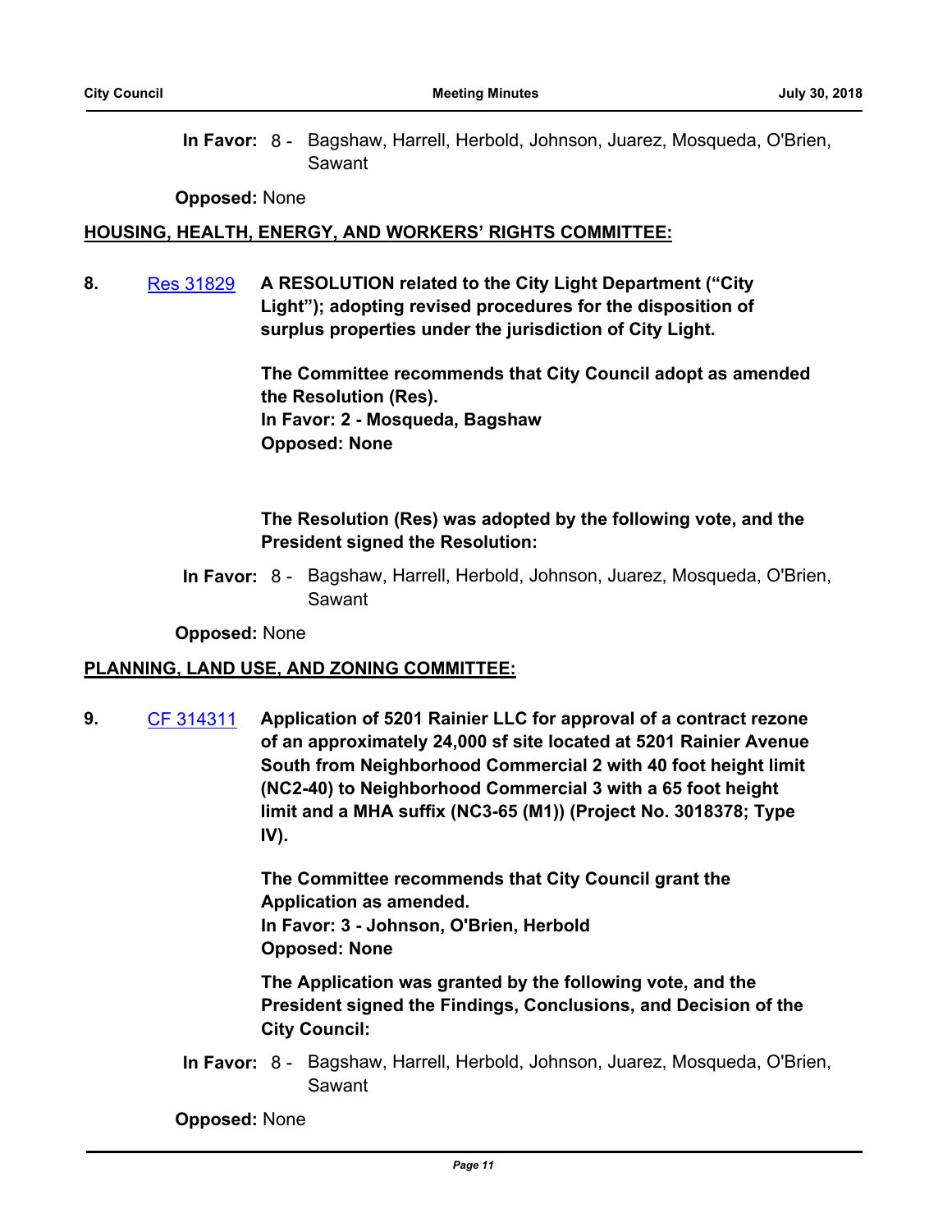**In Favor:** 8 - Bagshaw, Harrell, Herbold, Johnson, Juarez, Mosqueda, O'Brien, Sawant

**Opposed:** None

**HOUSING, HEALTH, ENERGY, AND WORKERS' RIGHTS COMMITTEE:**

**8.** [Res 31829](Res 31829) **A RESOLUTION related to the City Light Department ("City Light"); adopting revised procedures for the disposition of surplus properties under the jurisdiction of City Light.**

**The Committee recommends that City Council adopt as amended the Resolution (Res).**
**In Favor: 2 - Mosqueda, Bagshaw**
**Opposed: None**

**The Resolution (Res) was adopted by the following vote, and the President signed the Resolution:**

**In Favor:** 8 - Bagshaw, Harrell, Herbold, Johnson, Juarez, Mosqueda, O'Brien, Sawant

**Opposed:** None

**PLANNING, LAND USE, AND ZONING COMMITTEE:**

**9.** CF 314311 **Application of 5201 Rainier LLC for approval of a contract rezone of an approximately 24,000 sf site located at 5201 Rainier Avenue South from Neighborhood Commercial 2 with 40 foot height limit (NC2-40) to Neighborhood Commercial 3 with a 65 foot height limit and a MHA suffix (NC3-65 (M1)) (Project No. 3018378; Type IV).**

**The Committee recommends that City Council grant the Application as amended.**
**In Favor: 3 - Johnson, O'Brien, Herbold**
**Opposed: None**

**The Application was granted by the following vote, and the President signed the Findings, Conclusions, and Decision of the City Council:**

**In Favor:** 8 - Bagshaw, Harrell, Herbold, Johnson, Juarez, Mosqueda, O'Brien, Sawant

**Opposed:** None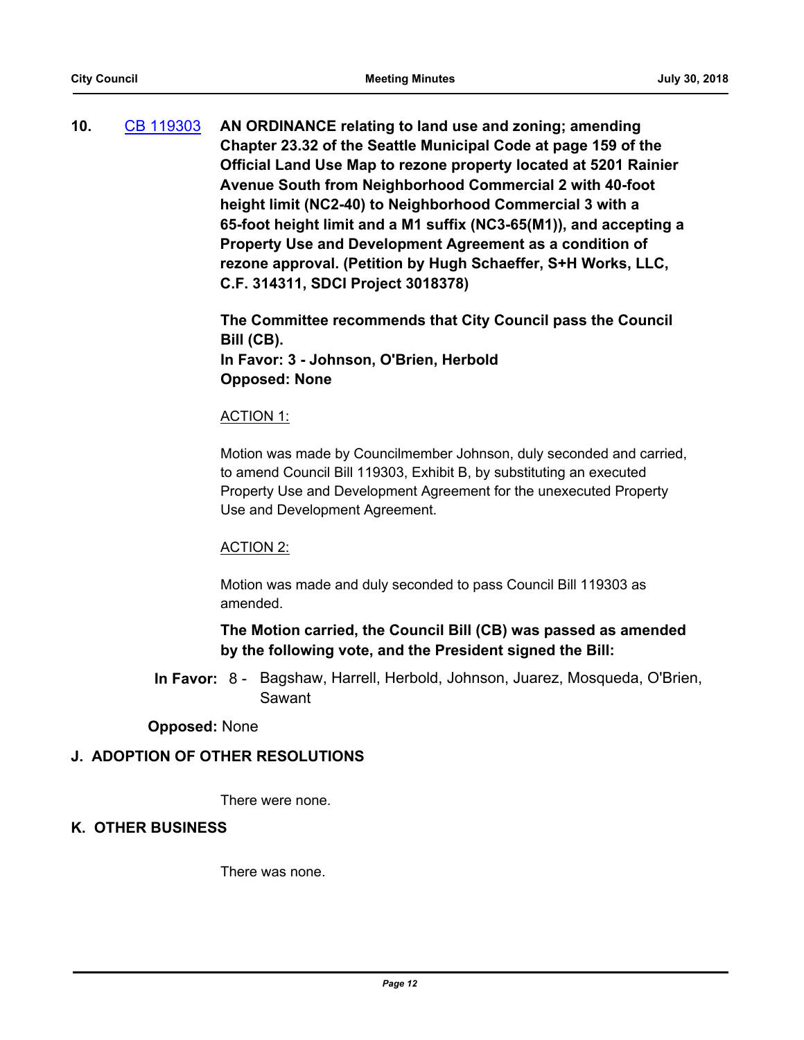**10.** [CB 119303](CB 119303) **AN ORDINANCE relating to land use and zoning; amending Chapter 23.32 of the Seattle Municipal Code at page 159 of the Official Land Use Map to rezone property located at 5201 Rainier Avenue South from Neighborhood Commercial 2 with 40-foot height limit (NC2-40) to Neighborhood Commercial 3 with a 65-foot height limit and a M1 suffix (NC3-65(M1)), and accepting a Property Use and Development Agreement as a condition of rezone approval. (Petition by Hugh Schaeffer, S+H Works, LLC, C.F. 314311, SDCI Project 3018378)**

**The Committee recommends that City Council pass the Council Bill (CB).**
**In Favor: 3 - Johnson, O'Brien, Herbold**
**Opposed: None**

ACTION 1:

Motion was made by Councilmember Johnson, duly seconded and carried, to amend Council Bill 119303, Exhibit B, by substituting an executed Property Use and Development Agreement for the unexecuted Property Use and Development Agreement.

ACTION 2:

Motion was made and duly seconded to pass Council Bill 119303 as amended.

**The Motion carried, the Council Bill (CB) was passed as amended by the following vote, and the President signed the Bill:**

**In Favor:** 8 - Bagshaw, Harrell, Herbold, Johnson, Juarez, Mosqueda, O'Brien, Sawant

**Opposed:** None

## J. ADOPTION OF OTHER RESOLUTIONS

There were none.

## K. OTHER BUSINESS

There was none.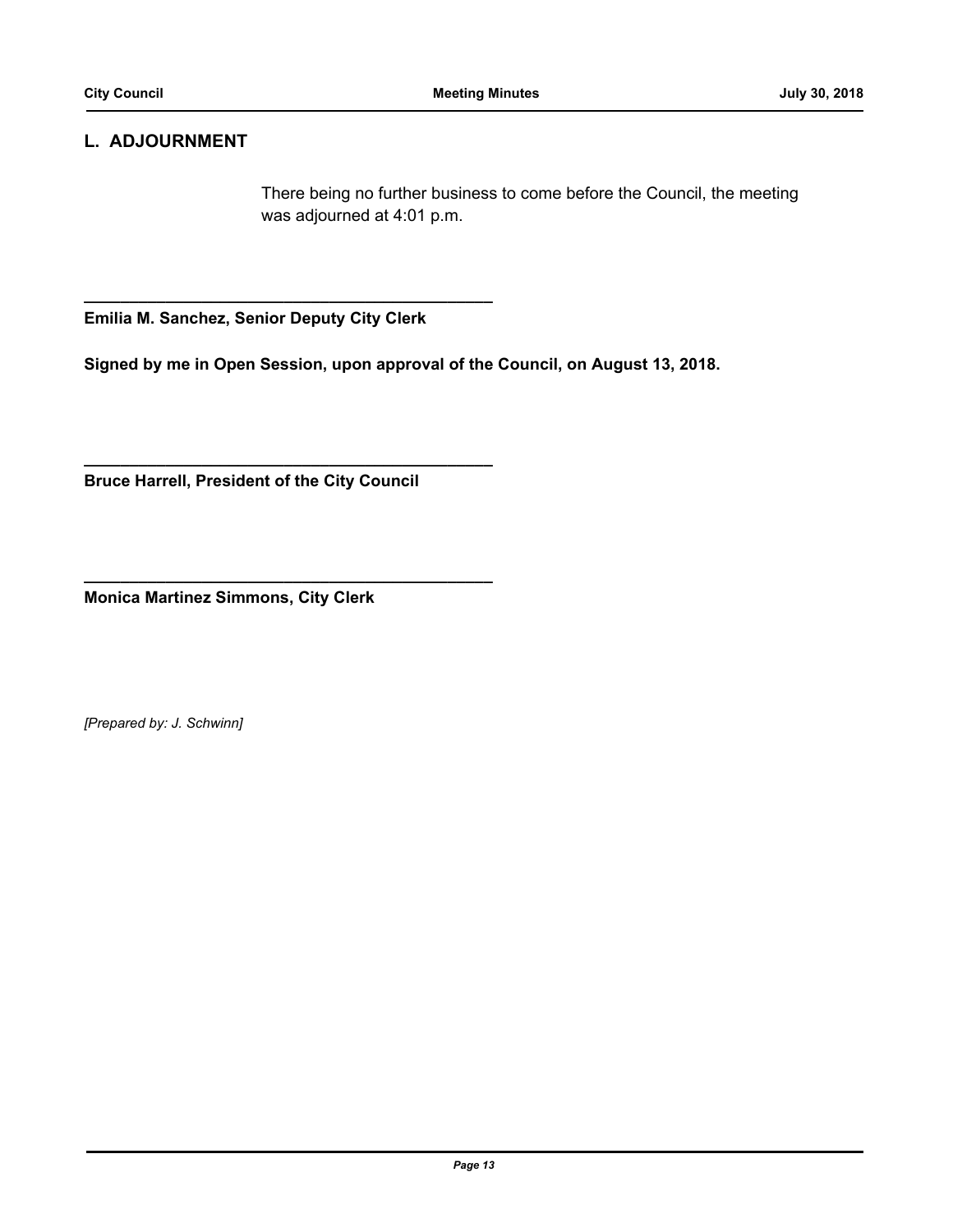## L. ADJOURNMENT

There being no further business to come before the Council, the meeting was adjourned at 4:01 p.m.

\_\_\_\_\_\_\_\_\_\_\_\_\_\_\_\_\_\_\_\_\_\_\_\_\_\_\_\_\_\_\_\_\_\_\_\_\_\_\_\_\_\_\_\_

**Emilia M. Sanchez, Senior Deputy City Clerk**

**Signed by me in Open Session, upon approval of the Council, on August 13, 2018.**

\_\_\_\_\_\_\_\_\_\_\_\_\_\_\_\_\_\_\_\_\_\_\_\_\_\_\_\_\_\_\_\_\_\_\_\_\_\_\_\_\_\_\_\_

**Bruce Harrell, President of the City Council**

\_\_\_\_\_\_\_\_\_\_\_\_\_\_\_\_\_\_\_\_\_\_\_\_\_\_\_\_\_\_\_\_\_\_\_\_\_\_\_\_\_\_\_\_

**Monica Martinez Simmons, City Clerk**

*[Prepared by: J. Schwinn]*